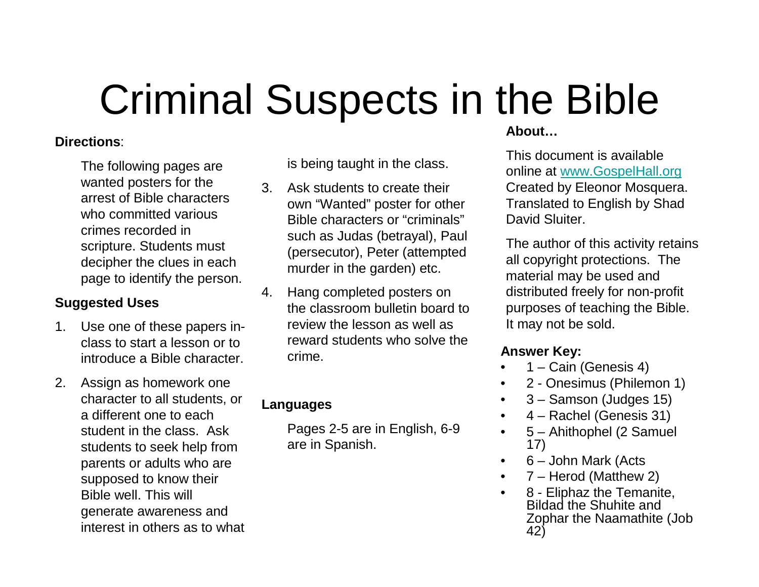# Criminal Suspects in the Bible

**Directions**:

The following pages are wanted posters for the arrest of Bible characters who committed various crimes recorded in scripture. Students must decipher the clues in each page to identify the person.

**Suggested Uses**

1. Use one of these papers in-class to start a lesson or to introduce a Bible character.
2. Assign as homework one character to all students, or a different one to each student in the class. Ask students to seek help from parents or adults who are supposed to know their Bible well. This will generate awareness and interest in others as to what is being taught in the class.
3. Ask students to create their own "Wanted" poster for other Bible characters or "criminals" such as Judas (betrayal), Paul (persecutor), Peter (attempted murder in the garden) etc.
4. Hang completed posters on the classroom bulletin board to review the lesson as well as reward students who solve the crime.

**Languages**

Pages 2-5 are in English, 6-9 are in Spanish.

**About…**

This document is available online at [www.GospelHall.org](http://www.GospelHall.org) Created by Eleonor Mosquera. Translated to English by Shad David Sluiter.

The author of this activity retains all copyright protections. The material may be used and distributed freely for non-profit purposes of teaching the Bible. It may not be sold.

**Answer Key:**

- 1 – Cain (Genesis 4)
- 2 - Onesimus (Philemon 1)
- 3 – Samson (Judges 15)
- 4 – Rachel (Genesis 31)
- 5 – Ahithophel (2 Samuel 17)
- 6 – John Mark (Acts
- 7 – Herod (Matthew 2)
- 8 - Eliphaz the Temanite, Bildad the Shuhite and Zophar the Naamathite (Job 42)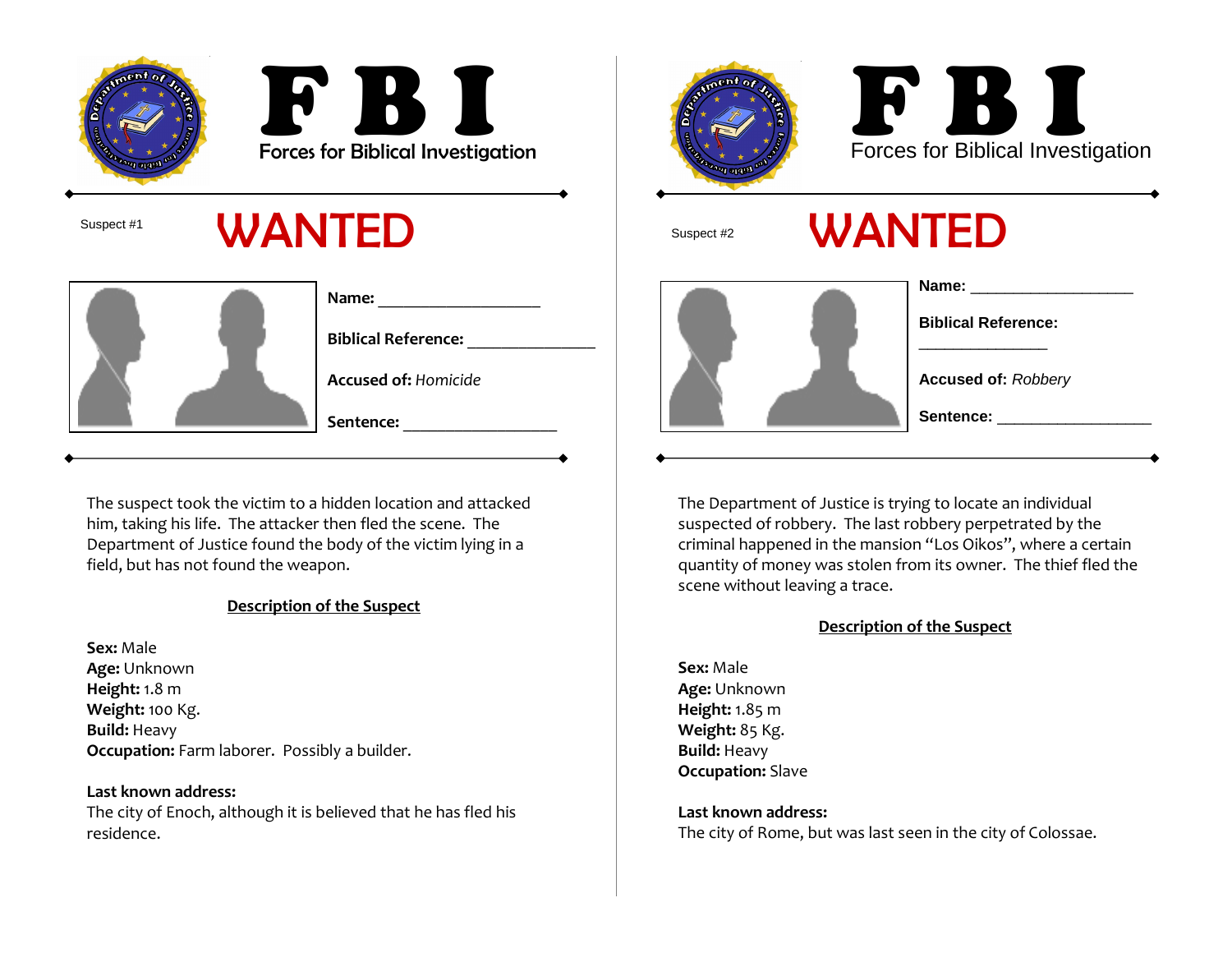# FBI

Forces for Biblical Investigation

Suspect #1

## WANTED

**Name:** ___________________

**Biblical Reference:** _______________

**Accused of:** *Homicide*

**Sentence:** __________________

The suspect took the victim to a hidden location and attacked him, taking his life. The attacker then fled the scene. The Department of Justice found the body of the victim lying in a field, but has not found the weapon.

**Description of the Suspect**

**Sex:** Male
**Age:** Unknown
**Height:** 1.8 m
**Weight:** 100 Kg.
**Build:** Heavy
**Occupation:** Farm laborer. Possibly a builder.

**Last known address:**
The city of Enoch, although it is believed that he has fled his residence.

# FBI

Forces for Biblical Investigation

Suspect #2

## WANTED

**Name:** ___________________

**Biblical Reference:** _______________

**Accused of:** *Robbery*

**Sentence:** __________________

The Department of Justice is trying to locate an individual suspected of robbery. The last robbery perpetrated by the criminal happened in the mansion "Los Oikos", where a certain quantity of money was stolen from its owner. The thief fled the scene without leaving a trace.

**Description of the Suspect**

**Sex:** Male
**Age:** Unknown
**Height:** 1.85 m
**Weight:** 85 Kg.
**Build:** Heavy
**Occupation:** Slave

**Last known address:**
The city of Rome, but was last seen in the city of Colossae.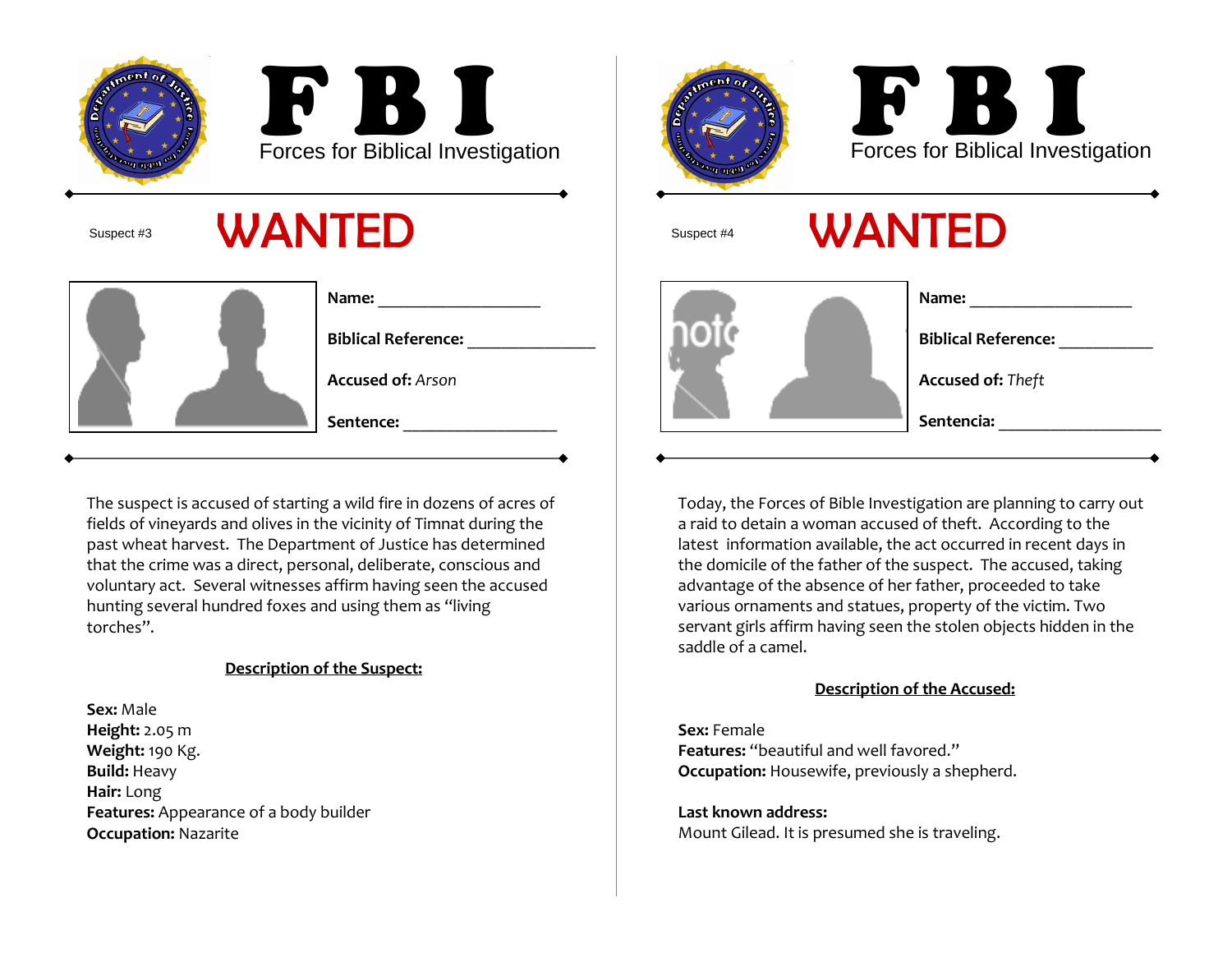# F B I

Forces for Biblical Investigation

Suspect #3

## WANTED

**Name:** ___________________

**Biblical Reference:** _______________

**Accused of:** *Arson*

**Sentence:** __________________

The suspect is accused of starting a wild fire in dozens of acres of fields of vineyards and olives in the vicinity of Timnat during the past wheat harvest. The Department of Justice has determined that the crime was a direct, personal, deliberate, conscious and voluntary act. Several witnesses affirm having seen the accused hunting several hundred foxes and using them as "living torches".

**Description of the Suspect:**

**Sex:** Male
**Height:** 2.05 m
**Weight:** 190 Kg.
**Build:** Heavy
**Hair:** Long
**Features:** Appearance of a body builder
**Occupation:** Nazarite

# F B I

Forces for Biblical Investigation

Suspect #4

## WANTED

**Name:** ___________________

**Biblical Reference:** ___________

**Accused of:** *Theft*

**Sentencia:** ___________________

Today, the Forces of Bible Investigation are planning to carry out a raid to detain a woman accused of theft. According to the latest information available, the act occurred in recent days in the domicile of the father of the suspect. The accused, taking advantage of the absence of her father, proceeded to take various ornaments and statues, property of the victim. Two servant girls affirm having seen the stolen objects hidden in the saddle of a camel.

**Description of the Accused:**

**Sex:** Female
**Features:** "beautiful and well favored."
**Occupation:** Housewife, previously a shepherd.

**Last known address:**
Mount Gilead. It is presumed she is traveling.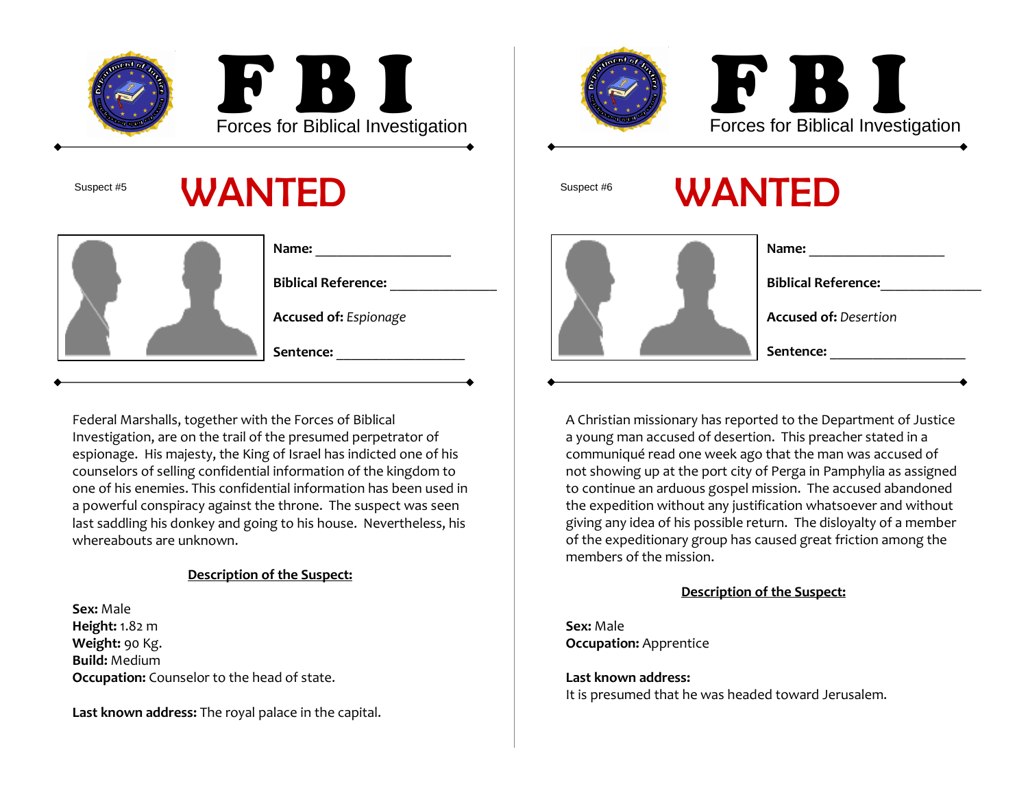# F B I

Forces for Biblical Investigation

Suspect #5

## WANTED

**Name:** ___________________

**Biblical Reference:** _______________

**Accused of:** *Espionage*

**Sentence:** __________________

Federal Marshalls, together with the Forces of Biblical Investigation, are on the trail of the presumed perpetrator of espionage. His majesty, the King of Israel has indicted one of his counselors of selling confidential information of the kingdom to one of his enemies. This confidential information has been used in a powerful conspiracy against the throne. The suspect was seen last saddling his donkey and going to his house. Nevertheless, his whereabouts are unknown.

**Description of the Suspect:**

**Sex:** Male
**Height:** 1.82 m
**Weight:** 90 Kg.
**Build:** Medium
**Occupation:** Counselor to the head of state.

**Last known address:** The royal palace in the capital.

# F B I

Forces for Biblical Investigation

Suspect #6

## WANTED

**Name:** ___________________

**Biblical Reference:** ______________

**Accused of:** *Desertion*

**Sentence:** ___________________

A Christian missionary has reported to the Department of Justice a young man accused of desertion. This preacher stated in a communiqué read one week ago that the man was accused of not showing up at the port city of Perga in Pamphylia as assigned to continue an arduous gospel mission. The accused abandoned the expedition without any justification whatsoever and without giving any idea of his possible return. The disloyalty of a member of the expeditionary group has caused great friction among the members of the mission.

**Description of the Suspect:**

**Sex:** Male
**Occupation:** Apprentice

**Last known address:**
It is presumed that he was headed toward Jerusalem.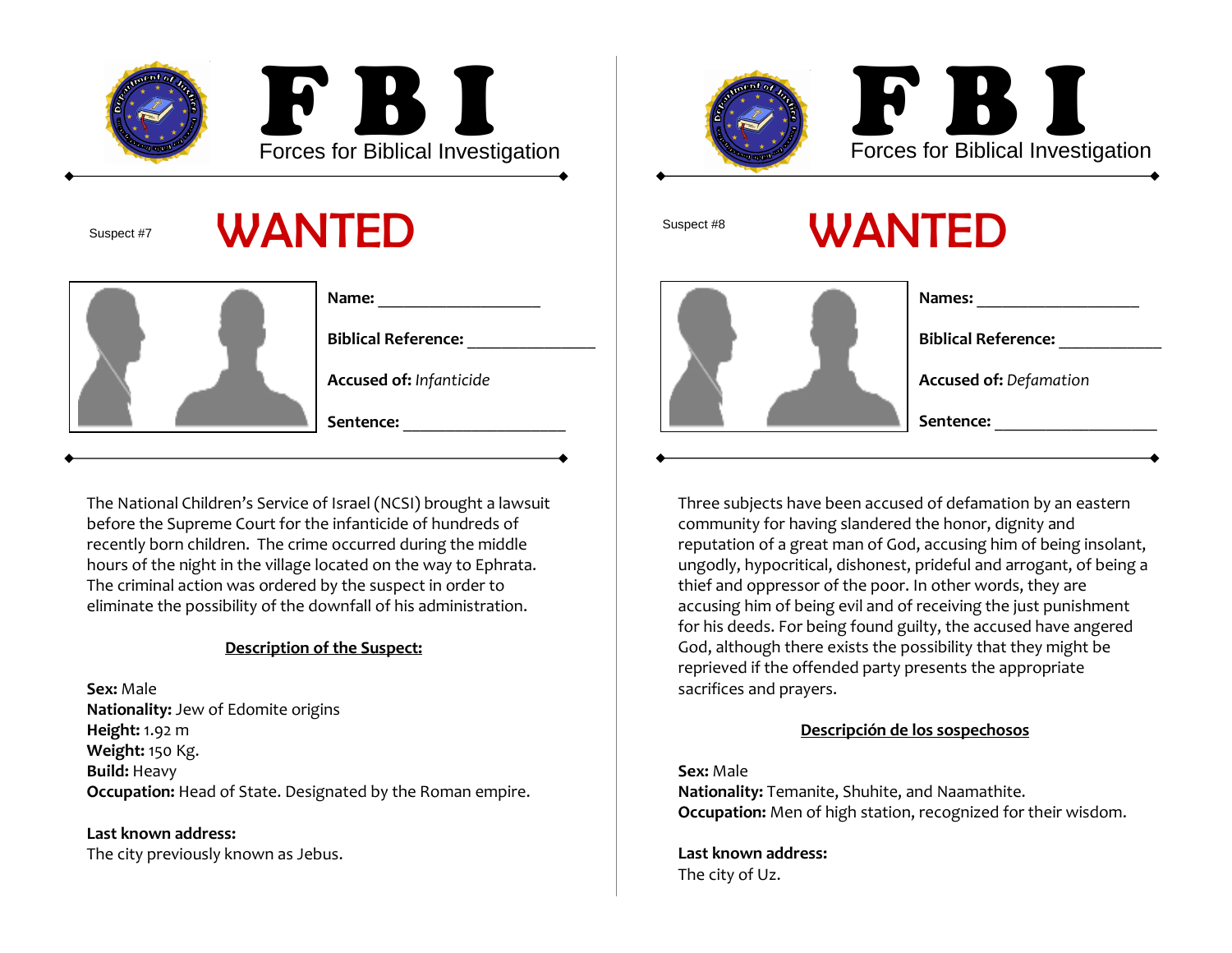# FBI

Forces for Biblical Investigation

Suspect #7

## WANTED

**Name:** ___________________

**Biblical Reference:** _______________

**Accused of:** *Infanticide*

**Sentence:** ___________________

The National Children's Service of Israel (NCSI) brought a lawsuit before the Supreme Court for the infanticide of hundreds of recently born children. The crime occurred during the middle hours of the night in the village located on the way to Ephrata. The criminal action was ordered by the suspect in order to eliminate the possibility of the downfall of his administration.

**Description of the Suspect:**

**Sex:** Male
**Nationality:** Jew of Edomite origins
**Height:** 1.92 m
**Weight:** 150 Kg.
**Build:** Heavy
**Occupation:** Head of State. Designated by the Roman empire.

**Last known address:**
The city previously known as Jebus.

# FBI

Forces for Biblical Investigation

Suspect #8

## WANTED

**Names:** ___________________

**Biblical Reference:** ____________

**Accused of:** *Defamation*

**Sentence:** ___________________

Three subjects have been accused of defamation by an eastern community for having slandered the honor, dignity and reputation of a great man of God, accusing him of being insolant, ungodly, hypocritical, dishonest, prideful and arrogant, of being a thief and oppressor of the poor. In other words, they are accusing him of being evil and of receiving the just punishment for his deeds. For being found guilty, the accused have angered God, although there exists the possibility that they might be reprieved if the offended party presents the appropriate sacrifices and prayers.

**Descripción de los sospechosos**

**Sex:** Male
**Nationality:** Temanite, Shuhite, and Naamathite.
**Occupation:** Men of high station, recognized for their wisdom.

**Last known address:**
The city of Uz.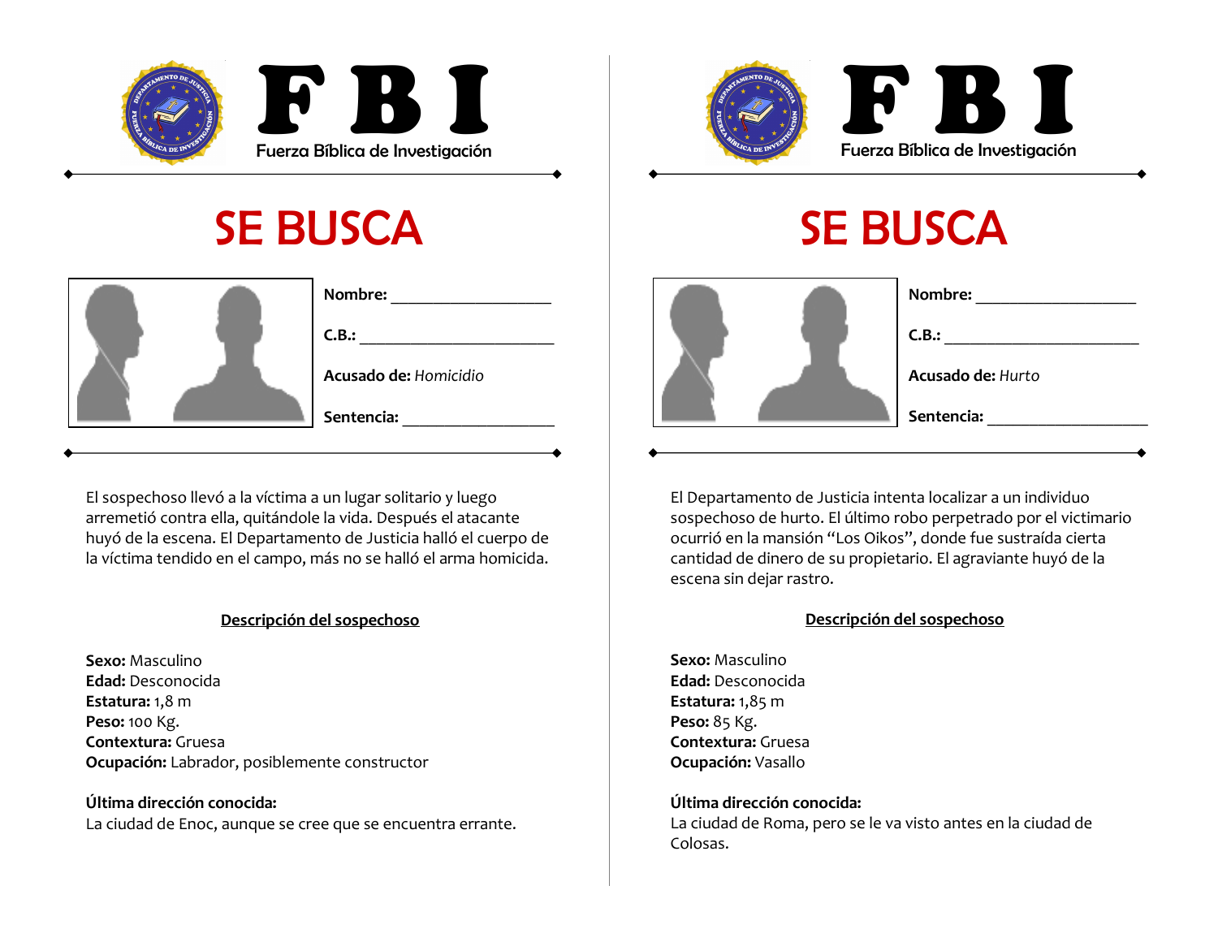# F B I

Fuerza Bíblica de Investigación

## SE BUSCA

**Nombre:** ___________________

**C.B.:** _______________________

**Acusado de:** *Homicidio*

**Sentencia:** __________________

El sospechoso llevó a la víctima a un lugar solitario y luego arremetió contra ella, quitándole la vida. Después el atacante huyó de la escena. El Departamento de Justicia halló el cuerpo de la víctima tendido en el campo, más no se halló el arma homicida.

**Descripción del sospechoso**

**Sexo:** Masculino
**Edad:** Desconocida
**Estatura:** 1,8 m
**Peso:** 100 Kg.
**Contextura:** Gruesa
**Ocupación:** Labrador, posiblemente constructor

**Última dirección conocida:**
La ciudad de Enoc, aunque se cree que se encuentra errante.

# F B I

Fuerza Bíblica de Investigación

## SE BUSCA

**Nombre:** ___________________

**C.B.:** _______________________

**Acusado de:** *Hurto*

**Sentencia:** ___________________

El Departamento de Justicia intenta localizar a un individuo sospechoso de hurto. El último robo perpetrado por el victimario ocurrió en la mansión "Los Oikos", donde fue sustraída cierta cantidad de dinero de su propietario. El agraviante huyó de la escena sin dejar rastro.

**Descripción del sospechoso**

**Sexo:** Masculino
**Edad:** Desconocida
**Estatura:** 1,85 m
**Peso:** 85 Kg.
**Contextura:** Gruesa
**Ocupación:** Vasallo

**Última dirección conocida:**
La ciudad de Roma, pero se le va visto antes en la ciudad de Colosas.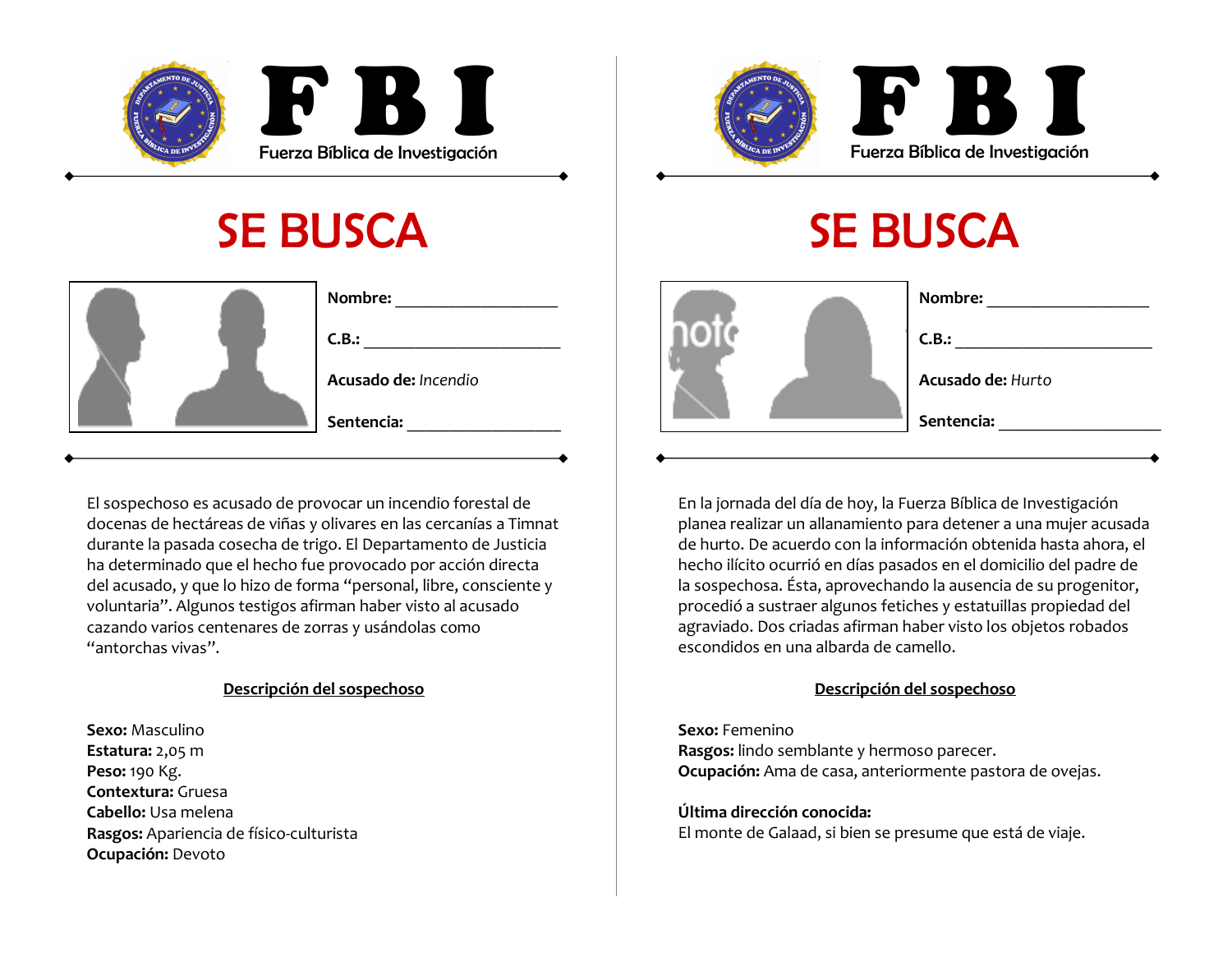# FBI
Fuerza Bíblica de Investigación

## SE BUSCA

**Nombre:** ____________________

**C.B.:** ________________________

**Acusado de:** *Incendio*

**Sentencia:** ___________________

El sospechoso es acusado de provocar un incendio forestal de docenas de hectáreas de viñas y olivares en las cercanías a Timnat durante la pasada cosecha de trigo. El Departamento de Justicia ha determinado que el hecho fue provocado por acción directa del acusado, y que lo hizo de forma "personal, libre, consciente y voluntaria". Algunos testigos afirman haber visto al acusado cazando varios centenares de zorras y usándolas como "antorchas vivas".

**Descripción del sospechoso**

**Sexo:** Masculino
**Estatura:** 2,05 m
**Peso:** 190 Kg.
**Contextura:** Gruesa
**Cabello:** Usa melena
**Rasgos:** Apariencia de físico-culturista
**Ocupación:** Devoto

# FBI
Fuerza Bíblica de Investigación

## SE BUSCA

**Nombre:** ____________________

**C.B.:** ________________________

**Acusado de:** *Hurto*

**Sentencia:** ____________________

En la jornada del día de hoy, la Fuerza Bíblica de Investigación planea realizar un allanamiento para detener a una mujer acusada de hurto. De acuerdo con la información obtenida hasta ahora, el hecho ilícito ocurrió en días pasados en el domicilio del padre de la sospechosa. Ésta, aprovechando la ausencia de su progenitor, procedió a sustraer algunos fetiches y estatuillas propiedad del agraviado. Dos criadas afirman haber visto los objetos robados escondidos en una albarda de camello.

**Descripción del sospechoso**

**Sexo:** Femenino
**Rasgos:** lindo semblante y hermoso parecer.
**Ocupación:** Ama de casa, anteriormente pastora de ovejas.

**Última dirección conocida:**
El monte de Galaad, si bien se presume que está de viaje.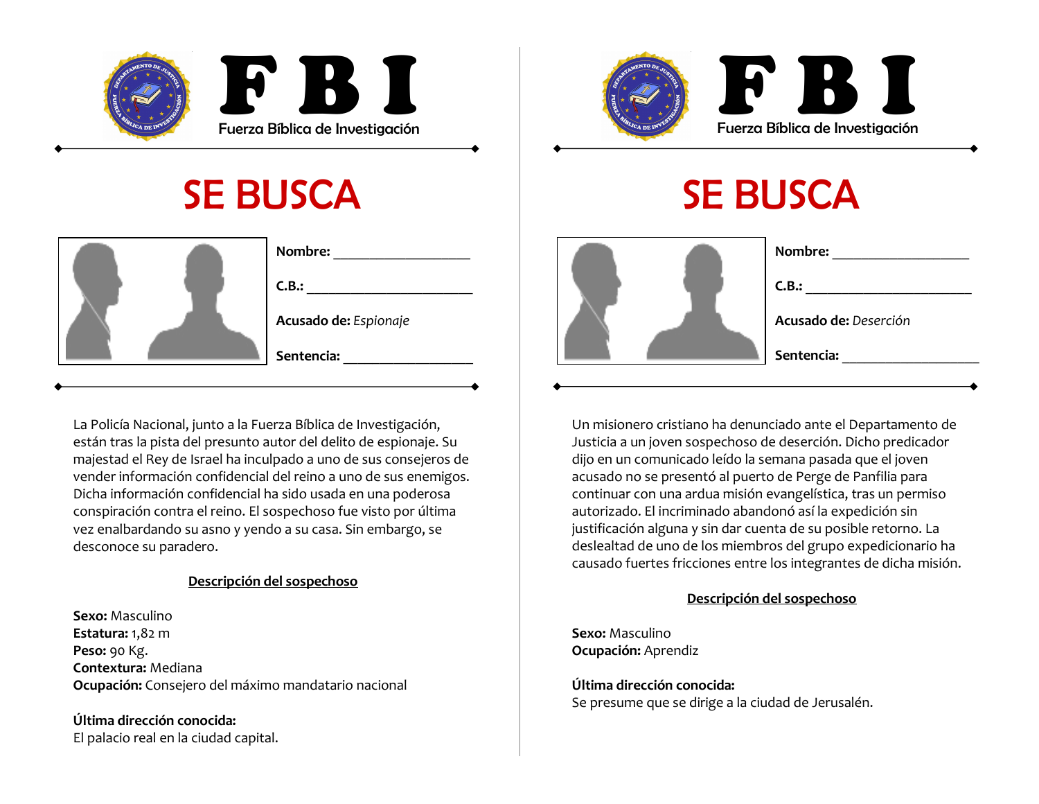# F B I

Fuerza Bíblica de Investigación

## SE BUSCA

**Nombre:** ___________________

**C.B.:** _______________________

**Acusado de:** *Espionaje*

**Sentencia:** __________________

La Policía Nacional, junto a la Fuerza Bíblica de Investigación, están tras la pista del presunto autor del delito de espionaje. Su majestad el Rey de Israel ha inculpado a uno de sus consejeros de vender información confidencial del reino a uno de sus enemigos. Dicha información confidencial ha sido usada en una poderosa conspiración contra el reino. El sospechoso fue visto por última vez enalbardando su asno y yendo a su casa. Sin embargo, se desconoce su paradero.

**Descripción del sospechoso**

**Sexo:** Masculino
**Estatura:** 1,82 m
**Peso:** 90 Kg.
**Contextura:** Mediana
**Ocupación:** Consejero del máximo mandatario nacional

**Última dirección conocida:**
El palacio real en la ciudad capital.

# F B I

Fuerza Bíblica de Investigación

## SE BUSCA

**Nombre:** ___________________

**C.B.:** _______________________

**Acusado de:** *Deserción*

**Sentencia:** ___________________

Un misionero cristiano ha denunciado ante el Departamento de Justicia a un joven sospechoso de deserción. Dicho predicador dijo en un comunicado leído la semana pasada que el joven acusado no se presentó al puerto de Perge de Panfilia para continuar con una ardua misión evangelística, tras un permiso autorizado. El incriminado abandonó así la expedición sin justificación alguna y sin dar cuenta de su posible retorno. La deslealtad de uno de los miembros del grupo expedicionario ha causado fuertes fricciones entre los integrantes de dicha misión.

**Descripción del sospechoso**

**Sexo:** Masculino
**Ocupación:** Aprendiz

**Última dirección conocida:**
Se presume que se dirige a la ciudad de Jerusalén.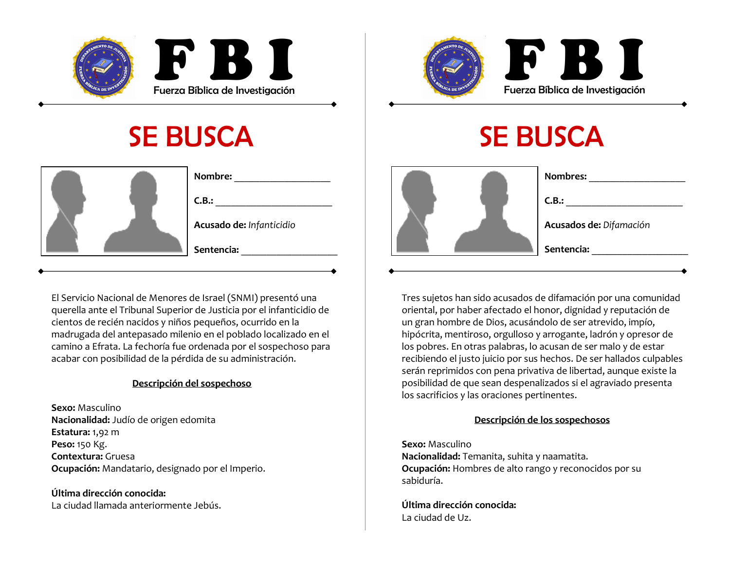# FBI

Fuerza Bíblica de Investigación

## SE BUSCA

**Nombre:** ___________________

**C.B.:** _______________________

**Acusado de:** *Infanticidio*

**Sentencia:** ___________________

El Servicio Nacional de Menores de Israel (SNMI) presentó una querella ante el Tribunal Superior de Justicia por el infanticidio de cientos de recién nacidos y niños pequeños, ocurrido en la madrugada del antepasado milenio en el poblado localizado en el camino a Efrata. La fechoría fue ordenada por el sospechoso para acabar con posibilidad de la pérdida de su administración.

### Descripción del sospechoso

**Sexo:** Masculino
**Nacionalidad:** Judío de origen edomita
**Estatura:** 1,92 m
**Peso:** 150 Kg.
**Contextura:** Gruesa
**Ocupación:** Mandatario, designado por el Imperio.

**Última dirección conocida:**
La ciudad llamada anteriormente Jebús.

# FBI

Fuerza Bíblica de Investigación

## SE BUSCA

**Nombres:** ___________________

**C.B.:** _______________________

**Acusados de:** *Difamación*

**Sentencia:** ___________________

Tres sujetos han sido acusados de difamación por una comunidad oriental, por haber afectado el honor, dignidad y reputación de un gran hombre de Dios, acusándolo de ser atrevido, impío, hipócrita, mentiroso, orgulloso y arrogante, ladrón y opresor de los pobres. En otras palabras, lo acusan de ser malo y de estar recibiendo el justo juicio por sus hechos. De ser hallados culpables serán reprimidos con pena privativa de libertad, aunque existe la posibilidad de que sean despenalizados si el agraviado presenta los sacrificios y las oraciones pertinentes.

### Descripción de los sospechosos

**Sexo:** Masculino
**Nacionalidad:** Temanita, suhita y naamatita.
**Ocupación:** Hombres de alto rango y reconocidos por su sabiduría.

**Última dirección conocida:**
La ciudad de Uz.